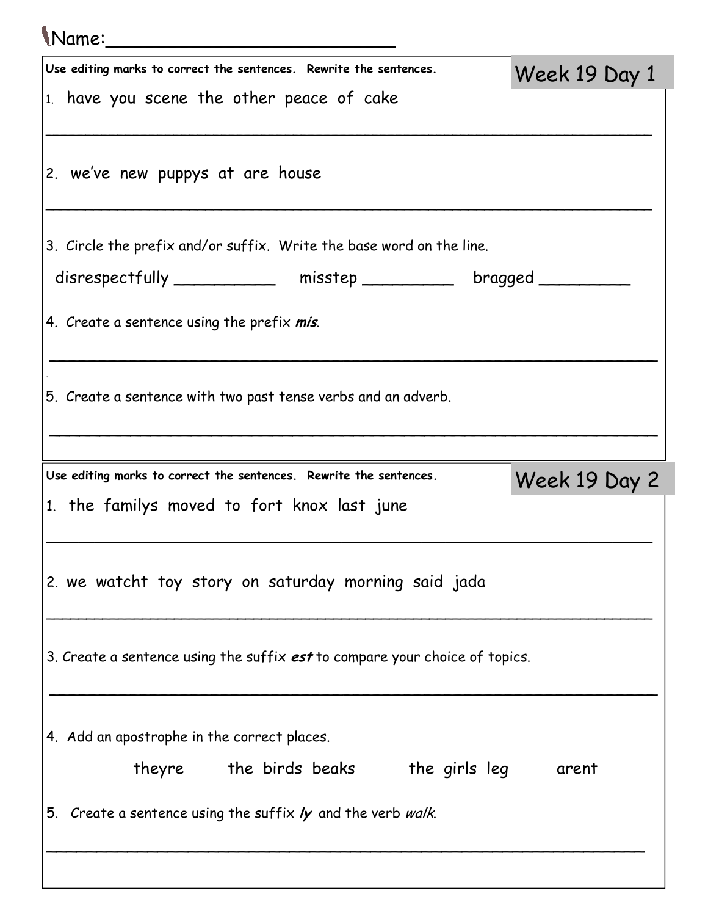Name:_________________________

## Week 19 Day 1

**Use editing marks to correct the sentences. Rewrite the sentences.**

1. have you scene the other peace of cake

_______________________________________________________________

2. we've new puppys at are house

_______________________________________________________________

3. Circle the prefix and/or suffix. Write the base word on the line.

disrespectfully __________ misstep _________ bragged _________

4. Create a sentence using the prefix ***mis***.

_______________________________________________________________

5. Create a sentence with two past tense verbs and an adverb.

_______________________________________________________________

## Week 19 Day 2

**Use editing marks to correct the sentences. Rewrite the sentences.**

1. the familys moved to fort knox last june

_______________________________________________________________

2. we watcht toy story on saturday morning said jada

_______________________________________________________________

3. Create a sentence using the suffix ***est*** to compare your choice of topics.

_______________________________________________________________

4. Add an apostrophe in the correct places.

theyre the birds beaks the girls leg arent

5. Create a sentence using the suffix ***ly*** and the verb *walk*.

_______________________________________________________________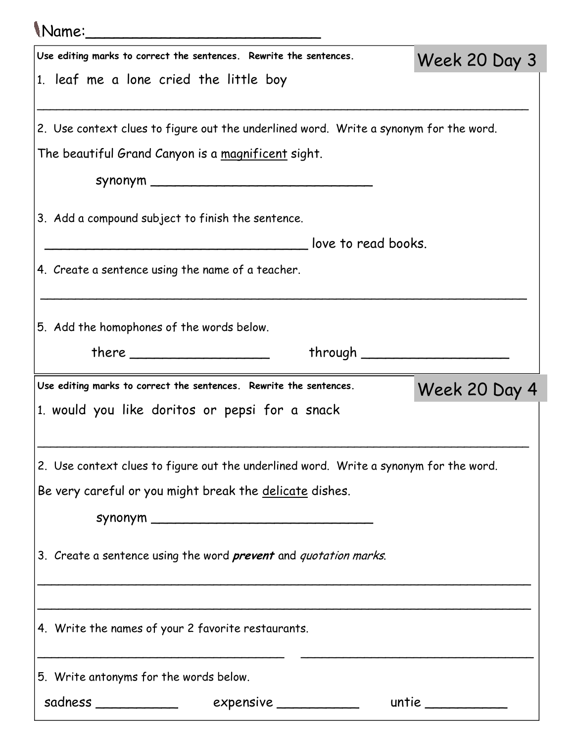Name:_________________________

## Week 20 Day 3

**Use editing marks to correct the sentences. Rewrite the sentences.**

1. leaf me a lone cried the little boy

_______________________________________________________________

2. Use context clues to figure out the underlined word. Write a synonym for the word.

The beautiful Grand Canyon is a <u>magnificent</u> sight.

synonym ___________________________

3. Add a compound subject to finish the sentence.

________________________________ love to read books.

4. Create a sentence using the name of a teacher.

_______________________________________________________________

5. Add the homophones of the words below.

there _________________ through __________________

## Week 20 Day 4

**Use editing marks to correct the sentences. Rewrite the sentences.**

1. would you like doritos or pepsi for a snack

_______________________________________________________________

2. Use context clues to figure out the underlined word. Write a synonym for the word.

Be very careful or you might break the <u>delicate</u> dishes.

synonym ___________________________

3. Create a sentence using the word ***prevent*** and *quotation marks*.

_______________________________________________________________

_______________________________________________________________

4. Write the names of your 2 favorite restaurants.

______________________________ ______________________________

5. Write antonyms for the words below.

sadness __________ expensive __________ untie __________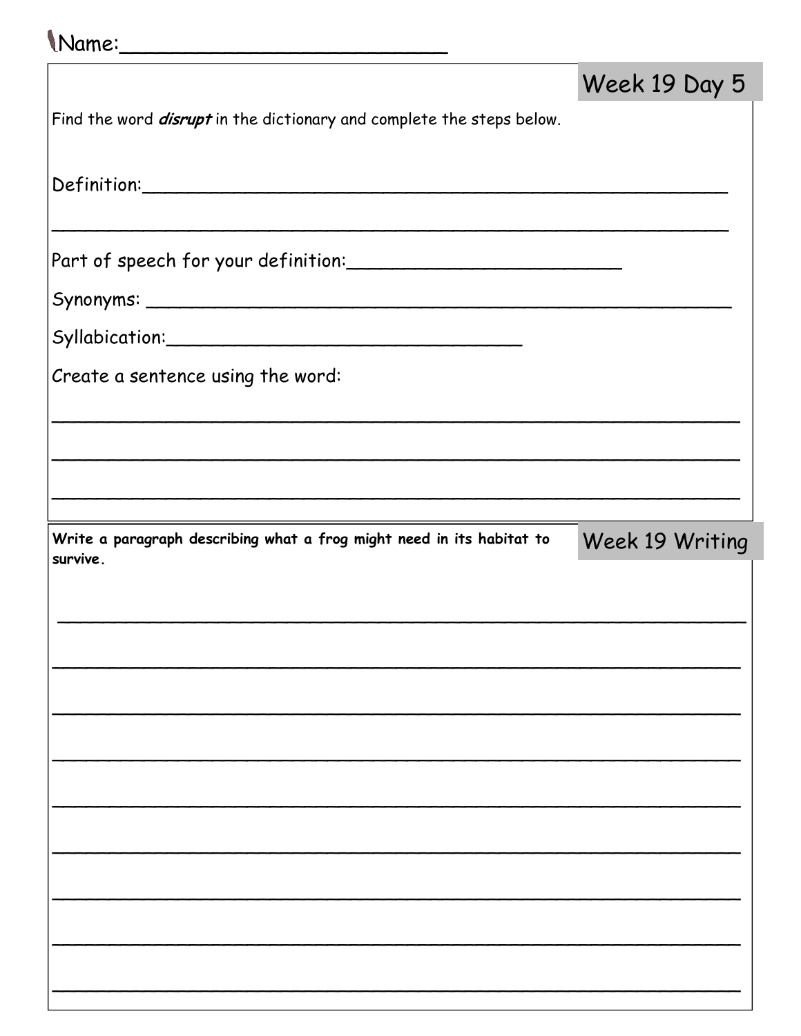Name:___________________________

## Week 19 Day 5

Find the word ***disrupt*** in the dictionary and complete the steps below.

Definition:_______________________________________________

_______________________________________________________

Part of speech for your definition:______________________

Synonyms: _____________________________________________

Syllabication:____________________________

Create a sentence using the word:

_______________________________________________________

_______________________________________________________

_______________________________________________________

## Week 19 Writing

**Write a paragraph describing what a frog might need in its habitat to survive.**

_______________________________________________________

_______________________________________________________

_______________________________________________________

_______________________________________________________

_______________________________________________________

_______________________________________________________

_______________________________________________________

_______________________________________________________

_______________________________________________________